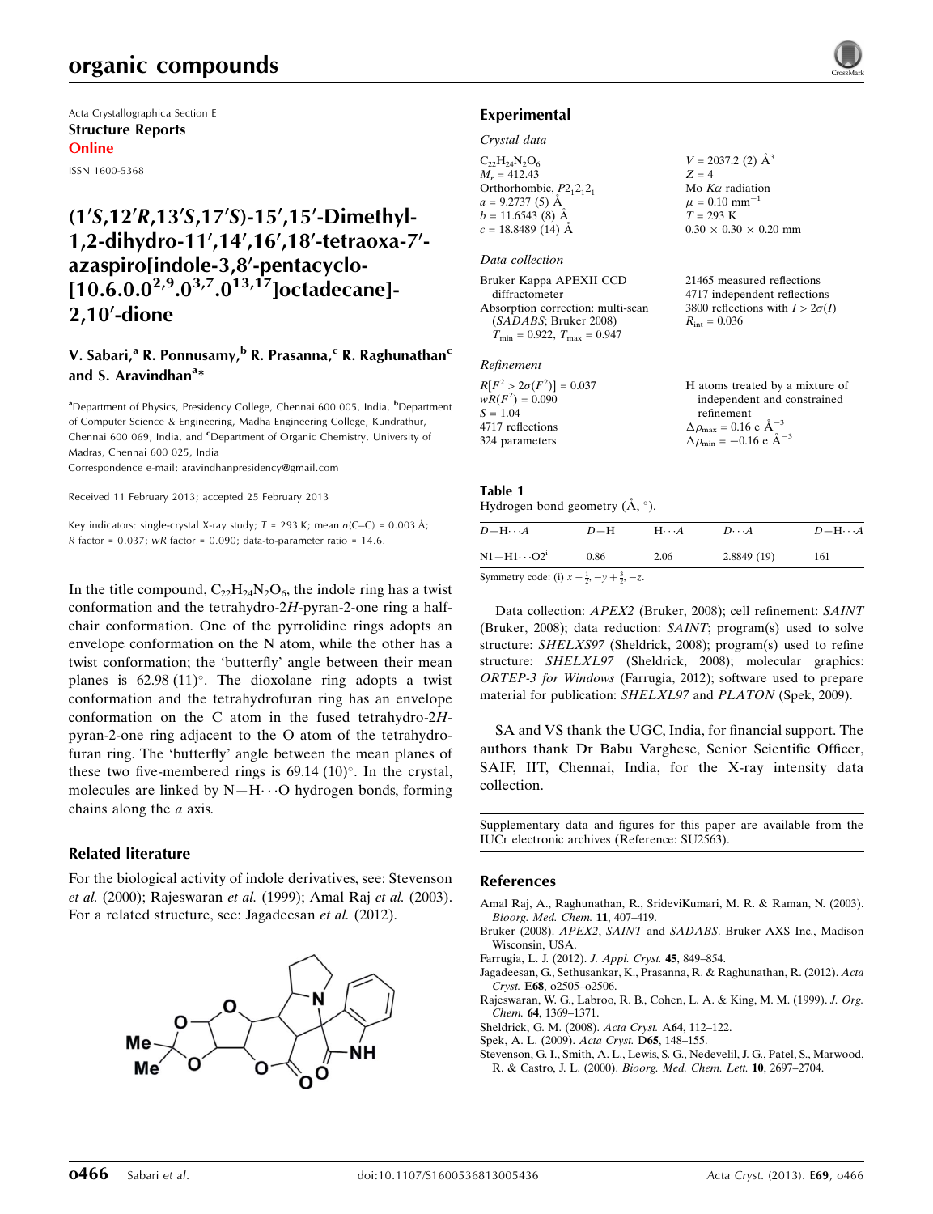# organic compounds

Acta Crystallographica Section E
**Structure Reports Online**

ISSN 1600-5368

## (1′S,12′R,13′S,17′S)-15′,15′-Dimethyl-1,2-dihydro-11′,14′,16′,18′-tetraoxa-7′-azaspiro[indole-3,8′-pentacyclo[10.6.0.0$^{2,9}$.0$^{3,7}$.0$^{13,17}$]octadecane]-2,10′-dione

**V. Sabari,[a] R. Ponnusamy,[b] R. Prasanna,[c] R. Raghunathan[c] and S. Aravindhan[a]***

[a]Department of Physics, Presidency College, Chennai 600 005, India, [b]Department of Computer Science & Engineering, Madha Engineering College, Kundrathur, Chennai 600 069, India, and [c]Department of Organic Chemistry, University of Madras, Chennai 600 025, India
Correspondence e-mail: aravindhanpresidency@gmail.com

Received 11 February 2013; accepted 25 February 2013

Key indicators: single-crystal X-ray study; $T$ = 293 K; mean $\sigma$(C–C) = 0.003 Å; $R$ factor = 0.037; $wR$ factor = 0.090; data-to-parameter ratio = 14.6.

In the title compound, $C_{22}H_{24}N_2O_6$, the indole ring has a twist conformation and the tetrahydro-2*H*-pyran-2-one ring a half-chair conformation. One of the pyrrolidine rings adopts an envelope conformation on the N atom, while the other has a twist conformation; the 'butterfly' angle between their mean planes is 62.98 (11)°. The dioxolane ring adopts a twist conformation and the tetrahydrofuran ring has an envelope conformation on the C atom in the fused tetrahydro-2*H*-pyran-2-one ring adjacent to the O atom of the tetrahydrofuran ring. The 'butterfly' angle between the mean planes of these two five-membered rings is 69.14 (10)°. In the crystal, molecules are linked by N—H···O hydrogen bonds, forming chains along the *a* axis.

### Related literature

For the biological activity of indole derivatives, see: Stevenson *et al.* (2000); Rajeswaran *et al.* (1999); Amal Raj *et al.* (2003). For a related structure, see: Jagadeesan *et al.* (2012).

### Experimental

#### *Crystal data*

$C_{22}H_{24}N_2O_6$
$M_r$ = 412.43
Orthorhombic, $P2_12_12_1$
$a$ = 9.2737 (5) Å
$b$ = 11.6543 (8) Å
$c$ = 18.8489 (14) Å
$V$ = 2037.2 (2) Å$^3$
$Z$ = 4
Mo $K\alpha$ radiation
$\mu$ = 0.10 mm$^{-1}$
$T$ = 293 K
0.30 × 0.30 × 0.20 mm

#### *Data collection*

Bruker Kappa APEXII CCD diffractometer
Absorption correction: multi-scan (*SADABS*; Bruker 2008)
$T_{min}$ = 0.922, $T_{max}$ = 0.947
21465 measured reflections
4717 independent reflections
3800 reflections with $I > 2\sigma(I)$
$R_{int}$ = 0.036

#### *Refinement*

$R[F^2 > 2\sigma(F^2)]$ = 0.037
$wR(F^2)$ = 0.090
$S$ = 1.04
4717 reflections
324 parameters
H atoms treated by a mixture of independent and constrained refinement
$\Delta\rho_{max}$ = 0.16 e Å$^{-3}$
$\Delta\rho_{min}$ = −0.16 e Å$^{-3}$

**Table 1**
Hydrogen-bond geometry (Å, °).

| $D$—H···$A$ | $D$—H | H···$A$ | $D$···$A$ | $D$—H···$A$ |
|---|---|---|---|---|
| N1—H1···O2$^{i}$ | 0.86 | 2.06 | 2.8849 (19) | 161 |

Symmetry code: (i) $x - \frac{1}{2}, -y + \frac{3}{2}, -z$.

Data collection: *APEX2* (Bruker, 2008); cell refinement: *SAINT* (Bruker, 2008); data reduction: *SAINT*; program(s) used to solve structure: *SHELXS97* (Sheldrick, 2008); program(s) used to refine structure: *SHELXL97* (Sheldrick, 2008); molecular graphics: *ORTEP-3 for Windows* (Farrugia, 2012); software used to prepare material for publication: *SHELXL97* and *PLATON* (Spek, 2009).

SA and VS thank the UGC, India, for financial support. The authors thank Dr Babu Varghese, Senior Scientific Officer, SAIF, IIT, Chennai, India, for the X-ray intensity data collection.

Supplementary data and figures for this paper are available from the IUCr electronic archives (Reference: SU2563).

### References

Amal Raj, A., Raghunathan, R., SrideviKumari, M. R. & Raman, N. (2003). *Bioorg. Med. Chem.* **11**, 407–419.
Bruker (2008). *APEX2*, *SAINT* and *SADABS*. Bruker AXS Inc., Madison Wisconsin, USA.
Farrugia, L. J. (2012). *J. Appl. Cryst.* **45**, 849–854.
Jagadeesan, G., Sethusankar, K., Prasanna, R. & Raghunathan, R. (2012). *Acta Cryst.* E**68**, o2505–o2506.
Rajeswaran, W. G., Labroo, R. B., Cohen, L. A. & King, M. M. (1999). *J. Org. Chem.* **64**, 1369–1371.
Sheldrick, G. M. (2008). *Acta Cryst.* A**64**, 112–122.
Spek, A. L. (2009). *Acta Cryst.* D**65**, 148–155.
Stevenson, G. I., Smith, A. L., Lewis, S. G., Nedevelil, J. G., Patel, S., Marwood, R. & Castro, J. L. (2000). *Bioorg. Med. Chem. Lett.* **10**, 2697–2704.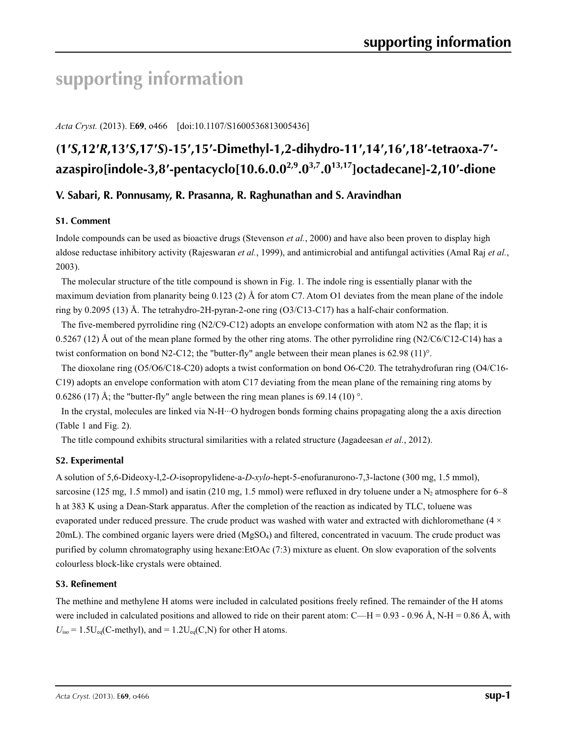# supporting information

*Acta Cryst.* (2013). E**69**, o466 [doi:10.1107/S1600536813005436]

## (1′*S*,12′*R*,13′*S*,17′*S*)-15′,15′-Dimethyl-1,2-dihydro-11′,14′,16′,18′-tetraoxa-7′-azaspiro[indole-3,8′-pentacyclo[10.6.0.0$^{2,9}$.0$^{3,7}$.0$^{13,17}$]octadecane]-2,10′-dione

**V. Sabari, R. Ponnusamy, R. Prasanna, R. Raghunathan and S. Aravindhan**

### S1. Comment

Indole compounds can be used as bioactive drugs (Stevenson *et al.*, 2000) and have also been proven to display high aldose reductase inhibitory activity (Rajeswaran *et al.*, 1999), and antimicrobial and antifungal activities (Amal Raj *et al.*, 2003).

The molecular structure of the title compound is shown in Fig. 1. The indole ring is essentially planar with the maximum deviation from planarity being 0.123 (2) Å for atom C7. Atom O1 deviates from the mean plane of the indole ring by 0.2095 (13) Å. The tetrahydro-2H-pyran-2-one ring (O3/C13-C17) has a half-chair conformation.

The five-membered pyrrolidine ring (N2/C9-C12) adopts an envelope conformation with atom N2 as the flap; it is 0.5267 (12) Å out of the mean plane formed by the other ring atoms. The other pyrrolidine ring (N2/C6/C12-C14) has a twist conformation on bond N2-C12; the "butter-fly" angle between their mean planes is 62.98 (11)°.

The dioxolane ring (O5/O6/C18-C20) adopts a twist conformation on bond O6-C20. The tetrahydrofuran ring (O4/C16-C19) adopts an envelope conformation with atom C17 deviating from the mean plane of the remaining ring atoms by 0.6286 (17) Å; the "butter-fly" angle between the ring mean planes is 69.14 (10) °.

In the crystal, molecules are linked via N-H···O hydrogen bonds forming chains propagating along the a axis direction (Table 1 and Fig. 2).

The title compound exhibits structural similarities with a related structure (Jagadeesan *et al.*, 2012).

### S2. Experimental

A solution of 5,6-Dideoxy-l,2-*O*-isopropylidene-a-*D*-*xylo*-hept-5-enofuranurono-7,3-lactone (300 mg, 1.5 mmol), sarcosine (125 mg, 1.5 mmol) and isatin (210 mg, 1.5 mmol) were refluxed in dry toluene under a $N_2$ atmosphere for 6–8 h at 383 K using a Dean-Stark apparatus. After the completion of the reaction as indicated by TLC, toluene was evaporated under reduced pressure. The crude product was washed with water and extracted with dichloromethane (4 × 20mL). The combined organic layers were dried ($MgSO_4$) and filtered, concentrated in vacuum. The crude product was purified by column chromatography using hexane:EtOAc (7:3) mixture as eluent. On slow evaporation of the solvents colourless block-like crystals were obtained.

### S3. Refinement

The methine and methylene H atoms were included in calculated positions freely refined. The remainder of the H atoms were included in calculated positions and allowed to ride on their parent atom: C—H = 0.93 - 0.96 Å, N-H = 0.86 Å, with $U_{iso}$ = 1.5$U_{eq}$(C-methyl), and = 1.2$U_{eq}$(C,N) for other H atoms.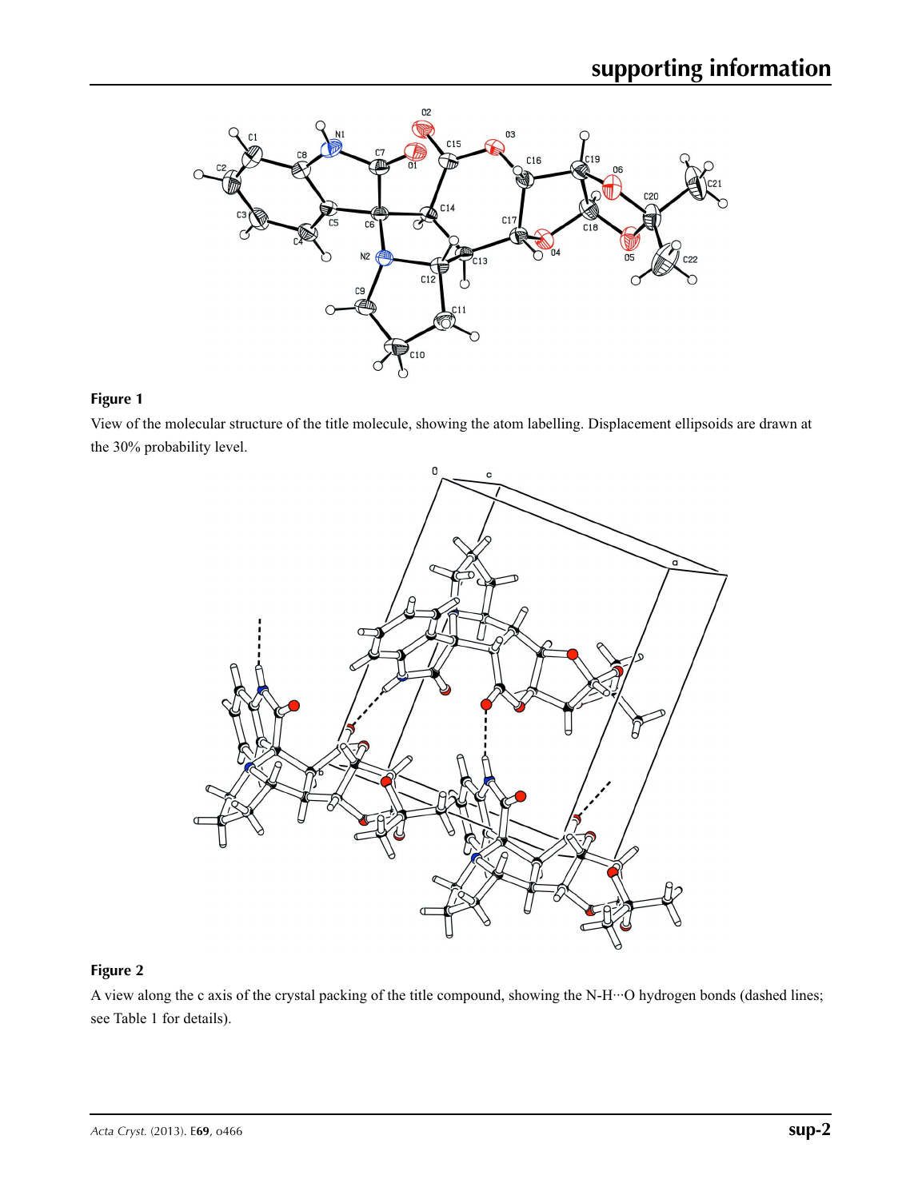**Figure 1**

View of the molecular structure of the title molecule, showing the atom labelling. Displacement ellipsoids are drawn at the 30% probability level.

**Figure 2**

A view along the c axis of the crystal packing of the title compound, showing the N-H···O hydrogen bonds (dashed lines; see Table 1 for details).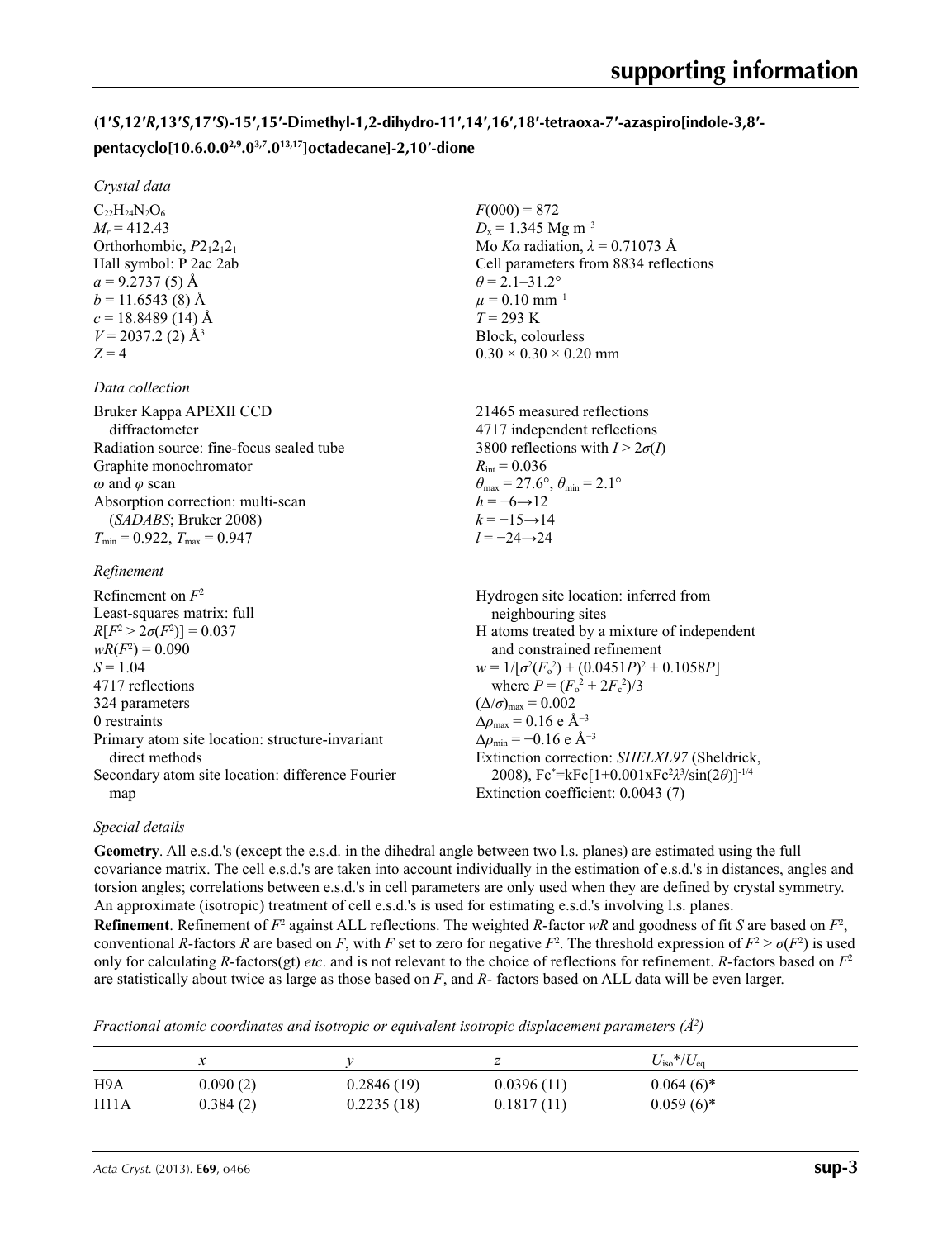## (1′*S*,12′*R*,13′*S*,17′*S*)-15′,15′-Dimethyl-1,2-dihydro-11′,14′,16′,18′-tetraoxa-7′-azaspiro[indole-3,8′-pentacyclo[10.6.0.0$^{2,9}$.0$^{3,7}$.0$^{13,17}$]octadecane]-2,10′-dione

### *Crystal data*

| | |
|---|---|
| $C_{22}H_{24}N_2O_6$ | $F(000) = 872$ |
| $M_r = 412.43$ | $D_x = 1.345$ Mg m$^{-3}$ |
| Orthorhombic, $P2_12_12_1$ | Mo $K\alpha$ radiation, $\lambda = 0.71073$ Å |
| Hall symbol: P 2ac 2ab | Cell parameters from 8834 reflections |
| $a = 9.2737$ (5) Å | $\theta = 2.1$–31.2° |
| $b = 11.6543$ (8) Å | $\mu = 0.10$ mm$^{-1}$ |
| $c = 18.8489$ (14) Å | $T = 293$ K |
| $V = 2037.2$ (2) Å$^3$ | Block, colourless |
| $Z = 4$ | 0.30 × 0.30 × 0.20 mm |

### *Data collection*

| | |
|---|---|
| Bruker Kappa APEXII CCD diffractometer | 21465 measured reflections |
| Radiation source: fine-focus sealed tube | 4717 independent reflections |
| Graphite monochromator | 3800 reflections with $I > 2\sigma(I)$ |
| $\omega$ and $\varphi$ scan | $R_{int} = 0.036$ |
| Absorption correction: multi-scan (*SADABS*; Bruker 2008) | $\theta_{max} = 27.6°$, $\theta_{min} = 2.1°$ |
| $T_{min} = 0.922$, $T_{max} = 0.947$ | $h = -6 \rightarrow 12$ |
| | $k = -15 \rightarrow 14$ |
| | $l = -24 \rightarrow 24$ |

### *Refinement*

| | |
|---|---|
| Refinement on $F^2$ | Hydrogen site location: inferred from neighbouring sites |
| Least-squares matrix: full | H atoms treated by a mixture of independent and constrained refinement |
| $R[F^2 > 2\sigma(F^2)] = 0.037$ | $w = 1/[\sigma^2(F_o^2) + (0.0451P)^2 + 0.1058P]$ where $P = (F_o^2 + 2F_c^2)/3$ |
| $wR(F^2) = 0.090$ | $(\Delta/\sigma)_{max} = 0.002$ |
| $S = 1.04$ | $\Delta\rho_{max} = 0.16$ e Å$^{-3}$ |
| 4717 reflections | $\Delta\rho_{min} = -0.16$ e Å$^{-3}$ |
| 324 parameters | Extinction correction: *SHELXL97* (Sheldrick, 2008), Fc$^*$=kFc[1+0.001xFc$^2\lambda^3$/sin(2$\theta$)]$^{-1/4}$ |
| 0 restraints | Extinction coefficient: 0.0043 (7) |
| Primary atom site location: structure-invariant direct methods | |
| Secondary atom site location: difference Fourier map | |

### *Special details*

**Geometry**. All e.s.d.'s (except the e.s.d. in the dihedral angle between two l.s. planes) are estimated using the full covariance matrix. The cell e.s.d.'s are taken into account individually in the estimation of e.s.d.'s in distances, angles and torsion angles; correlations between e.s.d.'s in cell parameters are only used when they are defined by crystal symmetry. An approximate (isotropic) treatment of cell e.s.d.'s is used for estimating e.s.d.'s involving l.s. planes.

**Refinement**. Refinement of $F^2$ against ALL reflections. The weighted $R$-factor $wR$ and goodness of fit $S$ are based on $F^2$, conventional $R$-factors $R$ are based on $F$, with $F$ set to zero for negative $F^2$. The threshold expression of $F^2 > \sigma(F^2)$ is used only for calculating $R$-factors(gt) *etc*. and is not relevant to the choice of reflections for refinement. $R$-factors based on $F^2$ are statistically about twice as large as those based on $F$, and $R$- factors based on ALL data will be even larger.

*Fractional atomic coordinates and isotropic or equivalent isotropic displacement parameters (Å$^2$)*

| | $x$ | $y$ | $z$ | $U_{iso}$*/$U_{eq}$ |
|---|---|---|---|---|
| H9A | 0.090 (2) | 0.2846 (19) | 0.0396 (11) | 0.064 (6)* |
| H11A | 0.384 (2) | 0.2235 (18) | 0.1817 (11) | 0.059 (6)* |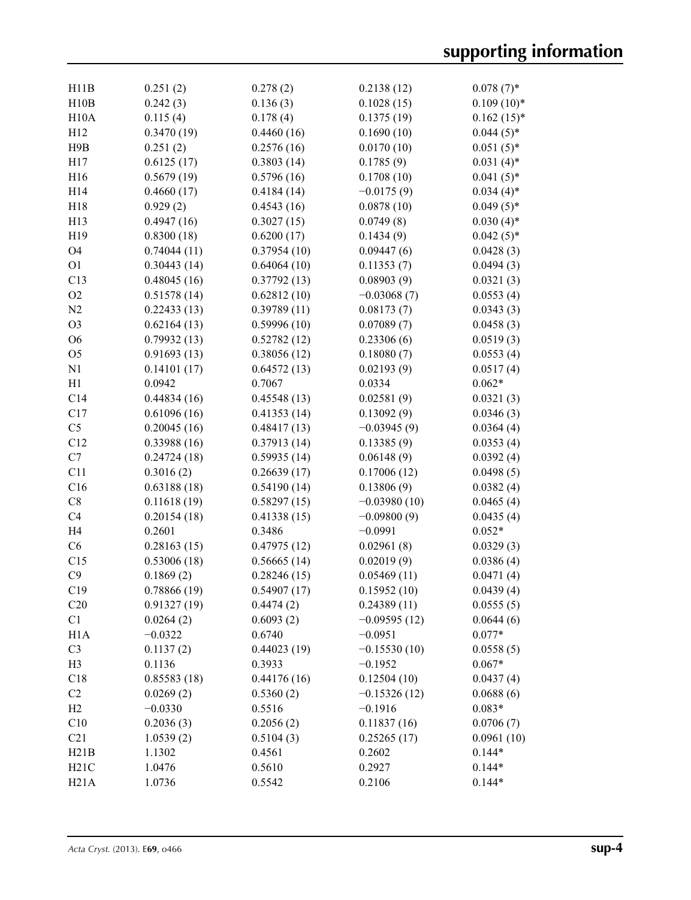| | | | | |
|---|---|---|---|---|
| H11B | 0.251 (2) | 0.278 (2) | 0.2138 (12) | 0.078 (7)* |
| H10B | 0.242 (3) | 0.136 (3) | 0.1028 (15) | 0.109 (10)* |
| H10A | 0.115 (4) | 0.178 (4) | 0.1375 (19) | 0.162 (15)* |
| H12 | 0.3470 (19) | 0.4460 (16) | 0.1690 (10) | 0.044 (5)* |
| H9B | 0.251 (2) | 0.2576 (16) | 0.0170 (10) | 0.051 (5)* |
| H17 | 0.6125 (17) | 0.3803 (14) | 0.1785 (9) | 0.031 (4)* |
| H16 | 0.5679 (19) | 0.5796 (16) | 0.1708 (10) | 0.041 (5)* |
| H14 | 0.4660 (17) | 0.4184 (14) | −0.0175 (9) | 0.034 (4)* |
| H18 | 0.929 (2) | 0.4543 (16) | 0.0878 (10) | 0.049 (5)* |
| H13 | 0.4947 (16) | 0.3027 (15) | 0.0749 (8) | 0.030 (4)* |
| H19 | 0.8300 (18) | 0.6200 (17) | 0.1434 (9) | 0.042 (5)* |
| O4 | 0.74044 (11) | 0.37954 (10) | 0.09447 (6) | 0.0428 (3) |
| O1 | 0.30443 (14) | 0.64064 (10) | 0.11353 (7) | 0.0494 (3) |
| C13 | 0.48045 (16) | 0.37792 (13) | 0.08903 (9) | 0.0321 (3) |
| O2 | 0.51578 (14) | 0.62812 (10) | −0.03068 (7) | 0.0553 (4) |
| N2 | 0.22433 (13) | 0.39789 (11) | 0.08173 (7) | 0.0343 (3) |
| O3 | 0.62164 (13) | 0.59996 (10) | 0.07089 (7) | 0.0458 (3) |
| O6 | 0.79932 (13) | 0.52782 (12) | 0.23306 (6) | 0.0519 (3) |
| O5 | 0.91693 (13) | 0.38056 (12) | 0.18080 (7) | 0.0553 (4) |
| N1 | 0.14101 (17) | 0.64572 (13) | 0.02193 (9) | 0.0517 (4) |
| H1 | 0.0942 | 0.7067 | 0.0334 | 0.062* |
| C14 | 0.44834 (16) | 0.45548 (13) | 0.02581 (9) | 0.0321 (3) |
| C17 | 0.61096 (16) | 0.41353 (14) | 0.13092 (9) | 0.0346 (3) |
| C5 | 0.20045 (16) | 0.48417 (13) | −0.03945 (9) | 0.0364 (4) |
| C12 | 0.33988 (16) | 0.37913 (14) | 0.13385 (9) | 0.0353 (4) |
| C7 | 0.24724 (18) | 0.59935 (14) | 0.06148 (9) | 0.0392 (4) |
| C11 | 0.3016 (2) | 0.26639 (17) | 0.17006 (12) | 0.0498 (5) |
| C16 | 0.63188 (18) | 0.54190 (14) | 0.13806 (9) | 0.0382 (4) |
| C8 | 0.11618 (19) | 0.58297 (15) | −0.03980 (10) | 0.0465 (4) |
| C4 | 0.20154 (18) | 0.41338 (15) | −0.09800 (9) | 0.0435 (4) |
| H4 | 0.2601 | 0.3486 | −0.0991 | 0.052* |
| C6 | 0.28163 (15) | 0.47975 (12) | 0.02961 (8) | 0.0329 (3) |
| C15 | 0.53006 (18) | 0.56665 (14) | 0.02019 (9) | 0.0386 (4) |
| C9 | 0.1869 (2) | 0.28246 (15) | 0.05469 (11) | 0.0471 (4) |
| C19 | 0.78866 (19) | 0.54907 (17) | 0.15952 (10) | 0.0439 (4) |
| C20 | 0.91327 (19) | 0.4474 (2) | 0.24389 (11) | 0.0555 (5) |
| C1 | 0.0264 (2) | 0.6093 (2) | −0.09595 (12) | 0.0644 (6) |
| H1A | −0.0322 | 0.6740 | −0.0951 | 0.077* |
| C3 | 0.1137 (2) | 0.44023 (19) | −0.15530 (10) | 0.0558 (5) |
| H3 | 0.1136 | 0.3933 | −0.1952 | 0.067* |
| C18 | 0.85583 (18) | 0.44176 (16) | 0.12504 (10) | 0.0437 (4) |
| C2 | 0.0269 (2) | 0.5360 (2) | −0.15326 (12) | 0.0688 (6) |
| H2 | −0.0330 | 0.5516 | −0.1916 | 0.083* |
| C10 | 0.2036 (3) | 0.2056 (2) | 0.11837 (16) | 0.0706 (7) |
| C21 | 1.0539 (2) | 0.5104 (3) | 0.25265 (17) | 0.0961 (10) |
| H21B | 1.1302 | 0.4561 | 0.2602 | 0.144* |
| H21C | 1.0476 | 0.5610 | 0.2927 | 0.144* |
| H21A | 1.0736 | 0.5542 | 0.2106 | 0.144* |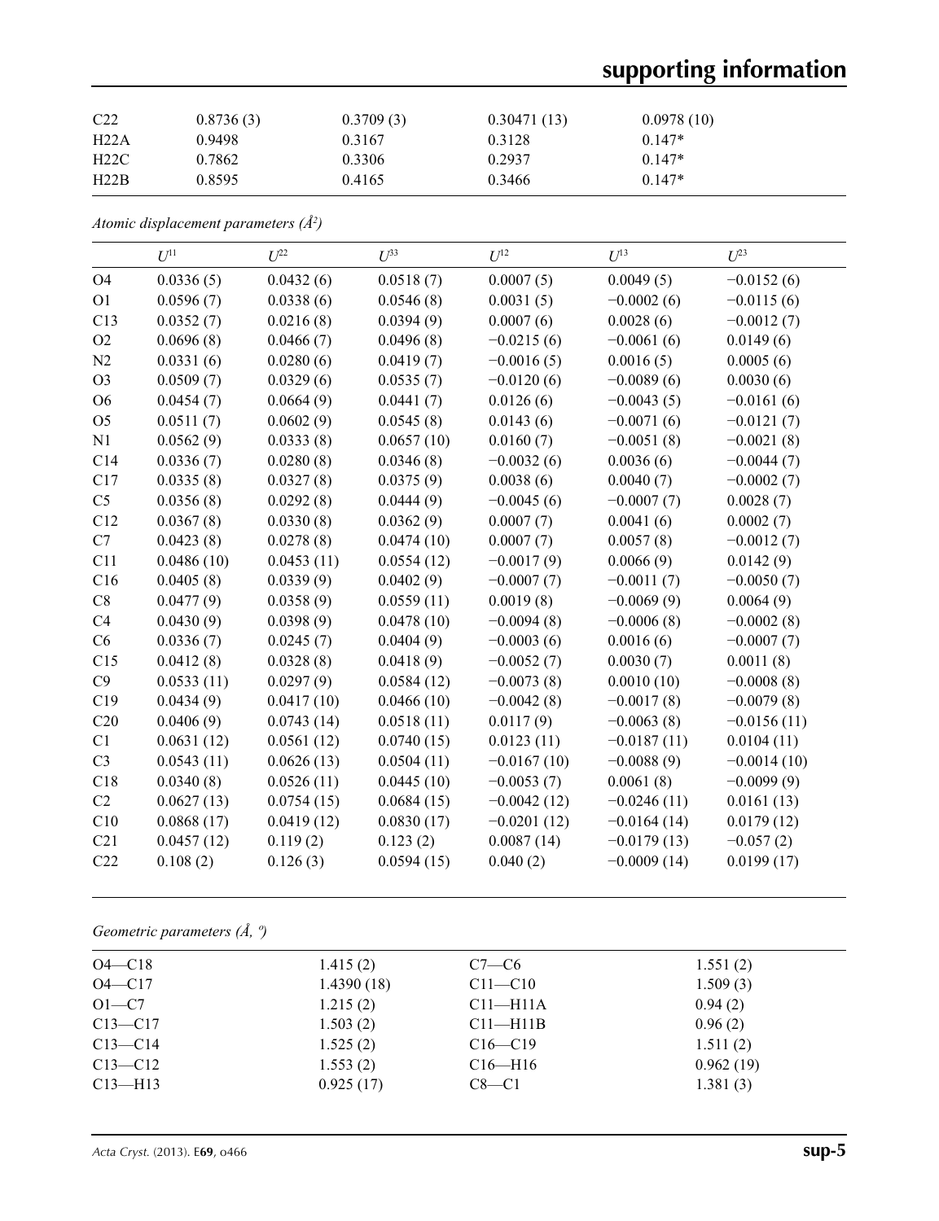| C22 | 0.8736 (3) | 0.3709 (3) | 0.30471 (13) | 0.0978 (10) |
|---|---|---|---|---|
| H22A | 0.9498 | 0.3167 | 0.3128 | 0.147* |
| H22C | 0.7862 | 0.3306 | 0.2937 | 0.147* |
| H22B | 0.8595 | 0.4165 | 0.3466 | 0.147* |

*Atomic displacement parameters (Å²)*

| | $U^{11}$ | $U^{22}$ | $U^{33}$ | $U^{12}$ | $U^{13}$ | $U^{23}$ |
|---|---|---|---|---|---|---|
| O4 | 0.0336 (5) | 0.0432 (6) | 0.0518 (7) | 0.0007 (5) | 0.0049 (5) | −0.0152 (6) |
| O1 | 0.0596 (7) | 0.0338 (6) | 0.0546 (8) | 0.0031 (5) | −0.0002 (6) | −0.0115 (6) |
| C13 | 0.0352 (7) | 0.0216 (8) | 0.0394 (9) | 0.0007 (6) | 0.0028 (6) | −0.0012 (7) |
| O2 | 0.0696 (8) | 0.0466 (7) | 0.0496 (8) | −0.0215 (6) | −0.0061 (6) | 0.0149 (6) |
| N2 | 0.0331 (6) | 0.0280 (6) | 0.0419 (7) | −0.0016 (5) | 0.0016 (5) | 0.0005 (6) |
| O3 | 0.0509 (7) | 0.0329 (6) | 0.0535 (7) | −0.0120 (6) | −0.0089 (6) | 0.0030 (6) |
| O6 | 0.0454 (7) | 0.0664 (9) | 0.0441 (7) | 0.0126 (6) | −0.0043 (5) | −0.0161 (6) |
| O5 | 0.0511 (7) | 0.0602 (9) | 0.0545 (8) | 0.0143 (6) | −0.0071 (6) | −0.0121 (7) |
| N1 | 0.0562 (9) | 0.0333 (8) | 0.0657 (10) | 0.0160 (7) | −0.0051 (8) | −0.0021 (8) |
| C14 | 0.0336 (7) | 0.0280 (8) | 0.0346 (8) | −0.0032 (6) | 0.0036 (6) | −0.0044 (7) |
| C17 | 0.0335 (8) | 0.0327 (8) | 0.0375 (9) | 0.0038 (6) | 0.0040 (7) | −0.0002 (7) |
| C5 | 0.0356 (8) | 0.0292 (8) | 0.0444 (9) | −0.0045 (6) | −0.0007 (7) | 0.0028 (7) |
| C12 | 0.0367 (8) | 0.0330 (8) | 0.0362 (9) | 0.0007 (7) | 0.0041 (6) | 0.0002 (7) |
| C7 | 0.0423 (8) | 0.0278 (8) | 0.0474 (10) | 0.0007 (7) | 0.0057 (8) | −0.0012 (7) |
| C11 | 0.0486 (10) | 0.0453 (11) | 0.0554 (12) | −0.0017 (9) | 0.0066 (9) | 0.0142 (9) |
| C16 | 0.0405 (8) | 0.0339 (9) | 0.0402 (9) | −0.0007 (7) | −0.0011 (7) | −0.0050 (7) |
| C8 | 0.0477 (9) | 0.0358 (9) | 0.0559 (11) | 0.0019 (8) | −0.0069 (9) | 0.0064 (9) |
| C4 | 0.0430 (9) | 0.0398 (9) | 0.0478 (10) | −0.0094 (8) | −0.0006 (8) | −0.0002 (8) |
| C6 | 0.0336 (7) | 0.0245 (7) | 0.0404 (9) | −0.0003 (6) | 0.0016 (6) | −0.0007 (7) |
| C15 | 0.0412 (8) | 0.0328 (8) | 0.0418 (9) | −0.0052 (7) | 0.0030 (7) | 0.0011 (8) |
| C9 | 0.0533 (11) | 0.0297 (9) | 0.0584 (12) | −0.0073 (8) | 0.0010 (10) | −0.0008 (8) |
| C19 | 0.0434 (9) | 0.0417 (10) | 0.0466 (10) | −0.0042 (8) | −0.0017 (8) | −0.0079 (8) |
| C20 | 0.0406 (9) | 0.0743 (14) | 0.0518 (11) | 0.0117 (9) | −0.0063 (8) | −0.0156 (11) |
| C1 | 0.0631 (12) | 0.0561 (12) | 0.0740 (15) | 0.0123 (11) | −0.0187 (11) | 0.0104 (11) |
| C3 | 0.0543 (11) | 0.0626 (13) | 0.0504 (11) | −0.0167 (10) | −0.0088 (9) | −0.0014 (10) |
| C18 | 0.0340 (8) | 0.0526 (11) | 0.0445 (10) | −0.0053 (7) | 0.0061 (8) | −0.0099 (9) |
| C2 | 0.0627 (13) | 0.0754 (15) | 0.0684 (15) | −0.0042 (12) | −0.0246 (11) | 0.0161 (13) |
| C10 | 0.0868 (17) | 0.0419 (12) | 0.0830 (17) | −0.0201 (12) | −0.0164 (14) | 0.0179 (12) |
| C21 | 0.0457 (12) | 0.119 (2) | 0.123 (2) | 0.0087 (14) | −0.0179 (13) | −0.057 (2) |
| C22 | 0.108 (2) | 0.126 (3) | 0.0594 (15) | 0.040 (2) | −0.0009 (14) | 0.0199 (17) |

*Geometric parameters (Å, º)*

| | | | |
|---|---|---|---|
| O4—C18 | 1.415 (2) | C7—C6 | 1.551 (2) |
| O4—C17 | 1.4390 (18) | C11—C10 | 1.509 (3) |
| O1—C7 | 1.215 (2) | C11—H11A | 0.94 (2) |
| C13—C17 | 1.503 (2) | C11—H11B | 0.96 (2) |
| C13—C14 | 1.525 (2) | C16—C19 | 1.511 (2) |
| C13—C12 | 1.553 (2) | C16—H16 | 0.962 (19) |
| C13—H13 | 0.925 (17) | C8—C1 | 1.381 (3) |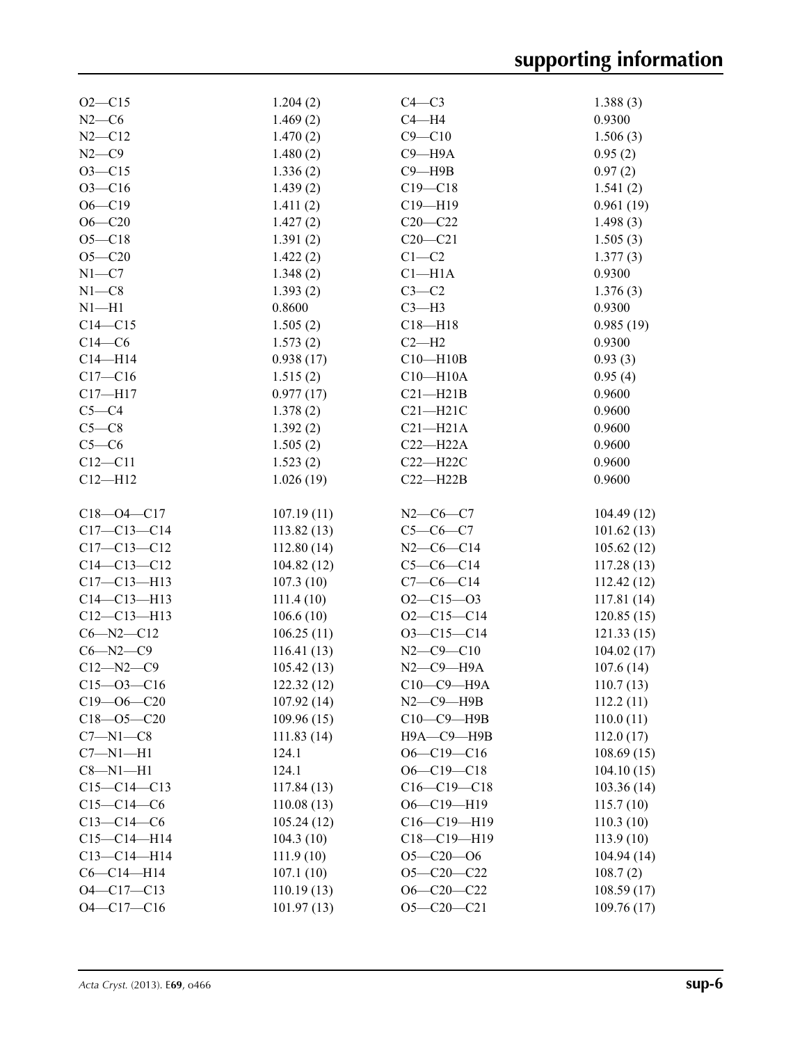| | | | |
|---|---|---|---|
| O2—C15 | 1.204 (2) | C4—C3 | 1.388 (3) |
| N2—C6 | 1.469 (2) | C4—H4 | 0.9300 |
| N2—C12 | 1.470 (2) | C9—C10 | 1.506 (3) |
| N2—C9 | 1.480 (2) | C9—H9A | 0.95 (2) |
| O3—C15 | 1.336 (2) | C9—H9B | 0.97 (2) |
| O3—C16 | 1.439 (2) | C19—C18 | 1.541 (2) |
| O6—C19 | 1.411 (2) | C19—H19 | 0.961 (19) |
| O6—C20 | 1.427 (2) | C20—C22 | 1.498 (3) |
| O5—C18 | 1.391 (2) | C20—C21 | 1.505 (3) |
| O5—C20 | 1.422 (2) | C1—C2 | 1.377 (3) |
| N1—C7 | 1.348 (2) | C1—H1A | 0.9300 |
| N1—C8 | 1.393 (2) | C3—C2 | 1.376 (3) |
| N1—H1 | 0.8600 | C3—H3 | 0.9300 |
| C14—C15 | 1.505 (2) | C18—H18 | 0.985 (19) |
| C14—C6 | 1.573 (2) | C2—H2 | 0.9300 |
| C14—H14 | 0.938 (17) | C10—H10B | 0.93 (3) |
| C17—C16 | 1.515 (2) | C10—H10A | 0.95 (4) |
| C17—H17 | 0.977 (17) | C21—H21B | 0.9600 |
| C5—C4 | 1.378 (2) | C21—H21C | 0.9600 |
| C5—C8 | 1.392 (2) | C21—H21A | 0.9600 |
| C5—C6 | 1.505 (2) | C22—H22A | 0.9600 |
| C12—C11 | 1.523 (2) | C22—H22C | 0.9600 |
| C12—H12 | 1.026 (19) | C22—H22B | 0.9600 |
| | | | |
| C18—O4—C17 | 107.19 (11) | N2—C6—C7 | 104.49 (12) |
| C17—C13—C14 | 113.82 (13) | C5—C6—C7 | 101.62 (13) |
| C17—C13—C12 | 112.80 (14) | N2—C6—C14 | 105.62 (12) |
| C14—C13—C12 | 104.82 (12) | C5—C6—C14 | 117.28 (13) |
| C17—C13—H13 | 107.3 (10) | C7—C6—C14 | 112.42 (12) |
| C14—C13—H13 | 111.4 (10) | O2—C15—O3 | 117.81 (14) |
| C12—C13—H13 | 106.6 (10) | O2—C15—C14 | 120.85 (15) |
| C6—N2—C12 | 106.25 (11) | O3—C15—C14 | 121.33 (15) |
| C6—N2—C9 | 116.41 (13) | N2—C9—C10 | 104.02 (17) |
| C12—N2—C9 | 105.42 (13) | N2—C9—H9A | 107.6 (14) |
| C15—O3—C16 | 122.32 (12) | C10—C9—H9A | 110.7 (13) |
| C19—O6—C20 | 107.92 (14) | N2—C9—H9B | 112.2 (11) |
| C18—O5—C20 | 109.96 (15) | C10—C9—H9B | 110.0 (11) |
| C7—N1—C8 | 111.83 (14) | H9A—C9—H9B | 112.0 (17) |
| C7—N1—H1 | 124.1 | O6—C19—C16 | 108.69 (15) |
| C8—N1—H1 | 124.1 | O6—C19—C18 | 104.10 (15) |
| C15—C14—C13 | 117.84 (13) | C16—C19—C18 | 103.36 (14) |
| C15—C14—C6 | 110.08 (13) | O6—C19—H19 | 115.7 (10) |
| C13—C14—C6 | 105.24 (12) | C16—C19—H19 | 110.3 (10) |
| C15—C14—H14 | 104.3 (10) | C18—C19—H19 | 113.9 (10) |
| C13—C14—H14 | 111.9 (10) | O5—C20—O6 | 104.94 (14) |
| C6—C14—H14 | 107.1 (10) | O5—C20—C22 | 108.7 (2) |
| O4—C17—C13 | 110.19 (13) | O6—C20—C22 | 108.59 (17) |
| O4—C17—C16 | 101.97 (13) | O5—C20—C21 | 109.76 (17) |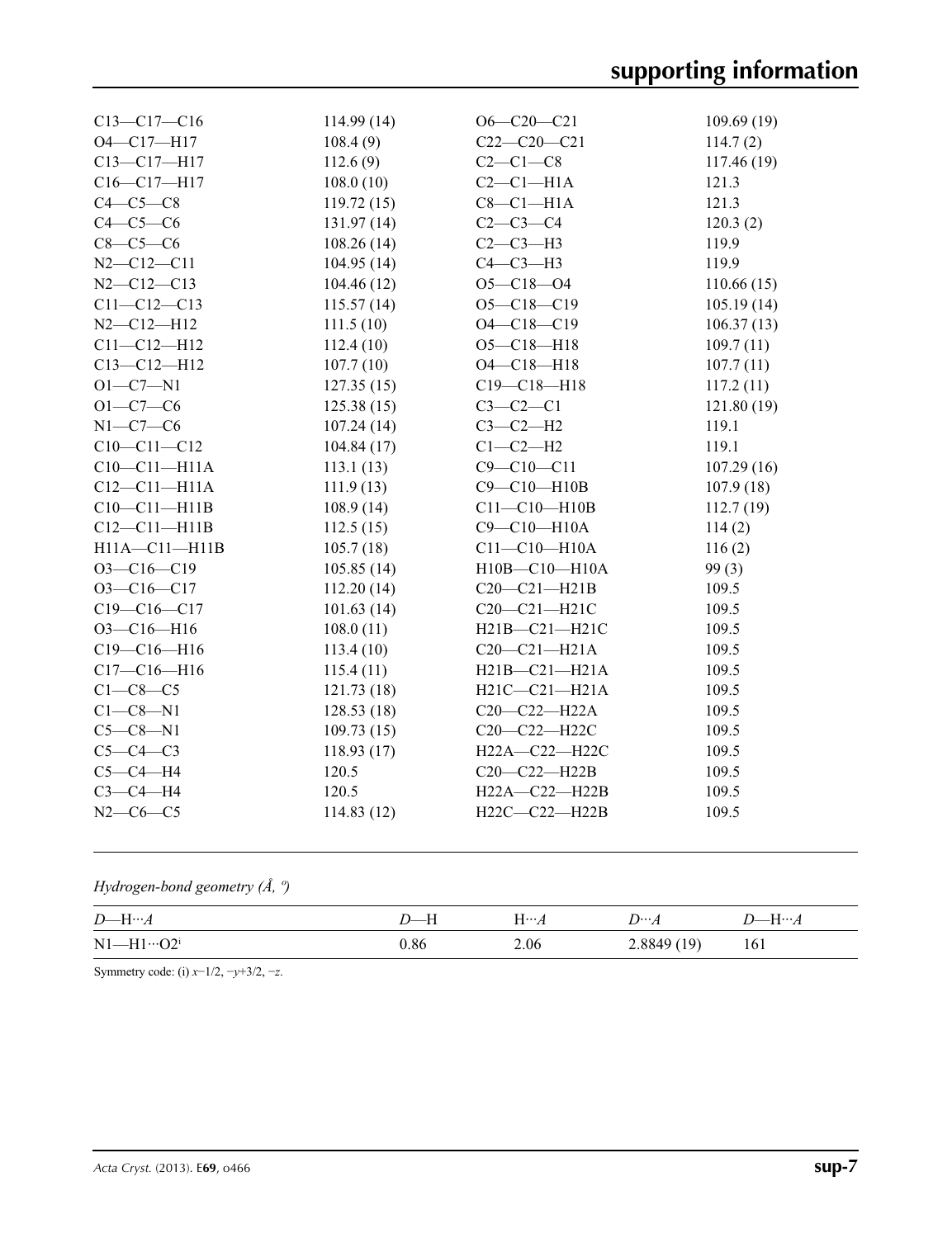| | | | |
|---|---|---|---|
| C13—C17—C16 | 114.99 (14) | O6—C20—C21 | 109.69 (19) |
| O4—C17—H17 | 108.4 (9) | C22—C20—C21 | 114.7 (2) |
| C13—C17—H17 | 112.6 (9) | C2—C1—C8 | 117.46 (19) |
| C16—C17—H17 | 108.0 (10) | C2—C1—H1A | 121.3 |
| C4—C5—C8 | 119.72 (15) | C8—C1—H1A | 121.3 |
| C4—C5—C6 | 131.97 (14) | C2—C3—C4 | 120.3 (2) |
| C8—C5—C6 | 108.26 (14) | C2—C3—H3 | 119.9 |
| N2—C12—C11 | 104.95 (14) | C4—C3—H3 | 119.9 |
| N2—C12—C13 | 104.46 (12) | O5—C18—O4 | 110.66 (15) |
| C11—C12—C13 | 115.57 (14) | O5—C18—C19 | 105.19 (14) |
| N2—C12—H12 | 111.5 (10) | O4—C18—C19 | 106.37 (13) |
| C11—C12—H12 | 112.4 (10) | O5—C18—H18 | 109.7 (11) |
| C13—C12—H12 | 107.7 (10) | O4—C18—H18 | 107.7 (11) |
| O1—C7—N1 | 127.35 (15) | C19—C18—H18 | 117.2 (11) |
| O1—C7—C6 | 125.38 (15) | C3—C2—C1 | 121.80 (19) |
| N1—C7—C6 | 107.24 (14) | C3—C2—H2 | 119.1 |
| C10—C11—C12 | 104.84 (17) | C1—C2—H2 | 119.1 |
| C10—C11—H11A | 113.1 (13) | C9—C10—C11 | 107.29 (16) |
| C12—C11—H11A | 111.9 (13) | C9—C10—H10B | 107.9 (18) |
| C10—C11—H11B | 108.9 (14) | C11—C10—H10B | 112.7 (19) |
| C12—C11—H11B | 112.5 (15) | C9—C10—H10A | 114 (2) |
| H11A—C11—H11B | 105.7 (18) | C11—C10—H10A | 116 (2) |
| O3—C16—C19 | 105.85 (14) | H10B—C10—H10A | 99 (3) |
| O3—C16—C17 | 112.20 (14) | C20—C21—H21B | 109.5 |
| C19—C16—C17 | 101.63 (14) | C20—C21—H21C | 109.5 |
| O3—C16—H16 | 108.0 (11) | H21B—C21—H21C | 109.5 |
| C19—C16—H16 | 113.4 (10) | C20—C21—H21A | 109.5 |
| C17—C16—H16 | 115.4 (11) | H21B—C21—H21A | 109.5 |
| C1—C8—C5 | 121.73 (18) | H21C—C21—H21A | 109.5 |
| C1—C8—N1 | 128.53 (18) | C20—C22—H22A | 109.5 |
| C5—C8—N1 | 109.73 (15) | C20—C22—H22C | 109.5 |
| C5—C4—C3 | 118.93 (17) | H22A—C22—H22C | 109.5 |
| C5—C4—H4 | 120.5 | C20—C22—H22B | 109.5 |
| C3—C4—H4 | 120.5 | H22A—C22—H22B | 109.5 |
| N2—C6—C5 | 114.83 (12) | H22C—C22—H22B | 109.5 |

*Hydrogen-bond geometry (Å, º)*

| *D*—H···*A* | *D*—H | H···*A* | *D*···*A* | *D*—H···*A* |
|---|---|---|---|---|
| N1—H1···O2[i] | 0.86 | 2.06 | 2.8849 (19) | 161 |

Symmetry code: (i) $x-1/2, -y+3/2, -z$.